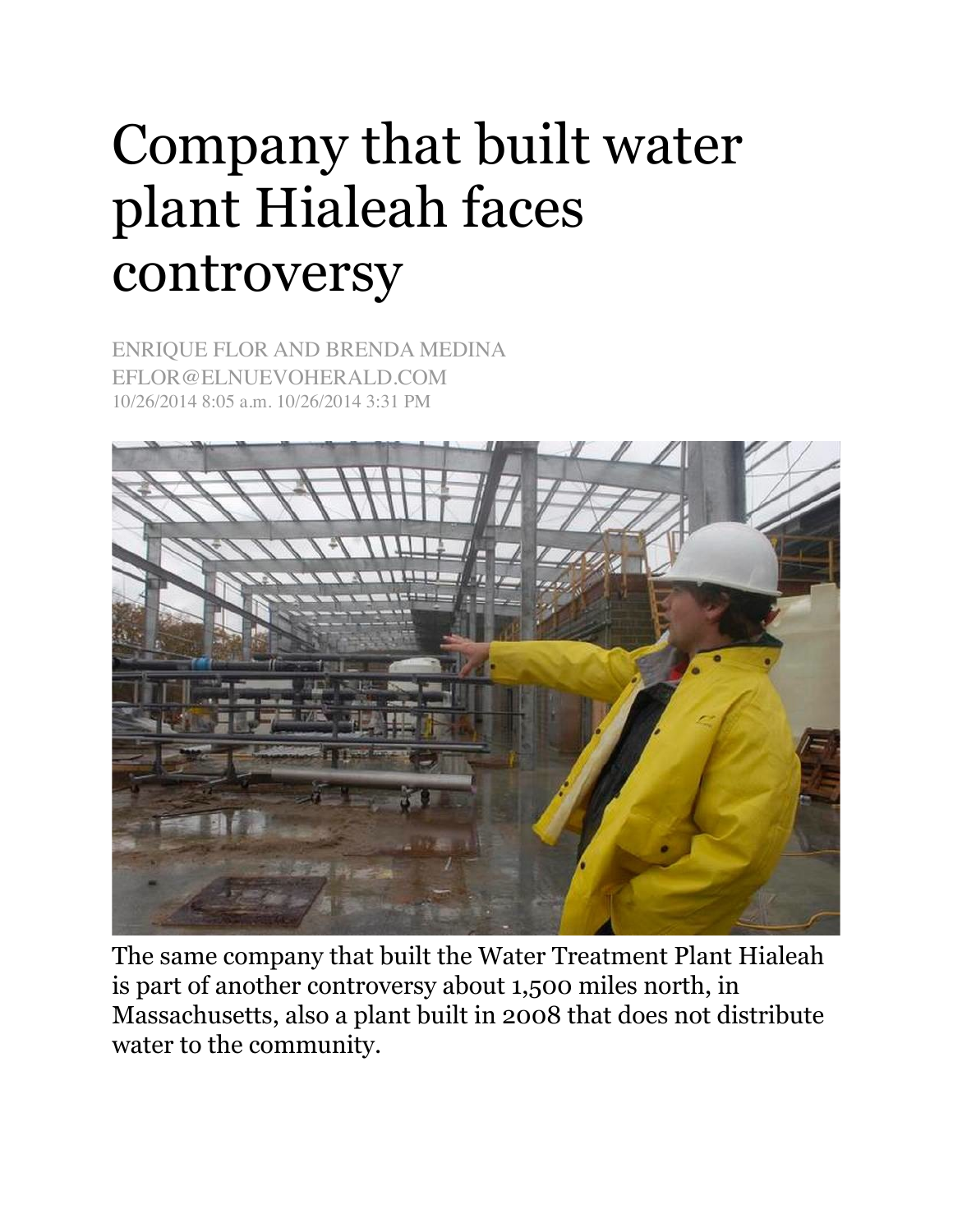# Company that built water plant Hialeah faces controversy

ENRIQUE FLOR AND BRENDA MEDINA
EFLOR@ELNUEVOHERALD.COM
10/26/2014 8:05 a.m. 10/26/2014 3:31 PM

The same company that built the Water Treatment Plant Hialeah is part of another controversy about 1,500 miles north, in Massachusetts, also a plant built in 2008 that does not distribute water to the community.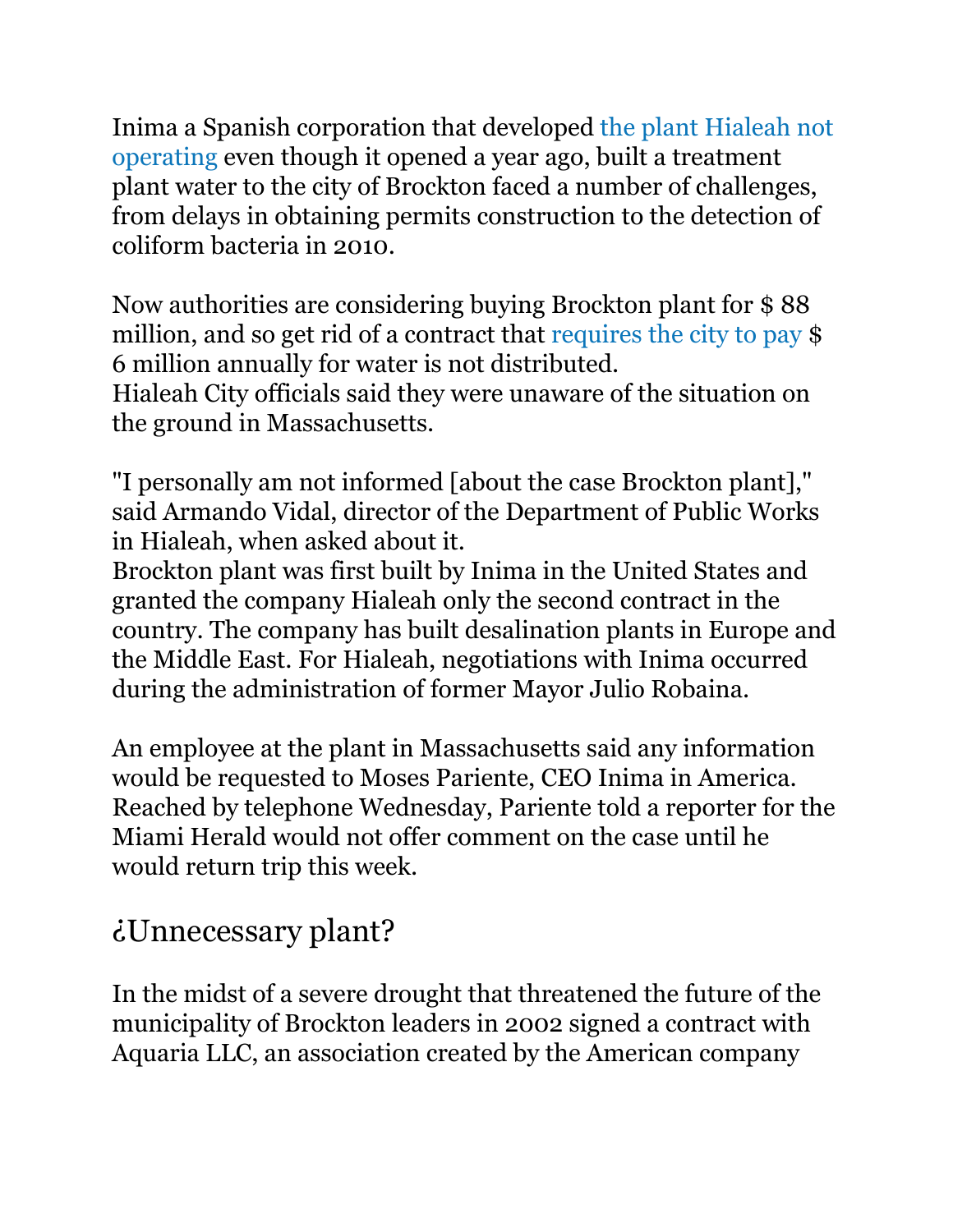Inima a Spanish corporation that developed the plant Hialeah not operating even though it opened a year ago, built a treatment plant water to the city of Brockton faced a number of challenges, from delays in obtaining permits construction to the detection of coliform bacteria in 2010.

Now authorities are considering buying Brockton plant for $ 88 million, and so get rid of a contract that requires the city to pay $ 6 million annually for water is not distributed.
Hialeah City officials said they were unaware of the situation on the ground in Massachusetts.

"I personally am not informed [about the case Brockton plant]," said Armando Vidal, director of the Department of Public Works in Hialeah, when asked about it.
Brockton plant was first built by Inima in the United States and granted the company Hialeah only the second contract in the country. The company has built desalination plants in Europe and the Middle East. For Hialeah, negotiations with Inima occurred during the administration of former Mayor Julio Robaina.

An employee at the plant in Massachusetts said any information would be requested to Moses Pariente, CEO Inima in America. Reached by telephone Wednesday, Pariente told a reporter for the Miami Herald would not offer comment on the case until he would return trip this week.

## ¿Unnecessary plant?

In the midst of a severe drought that threatened the future of the municipality of Brockton leaders in 2002 signed a contract with Aquaria LLC, an association created by the American company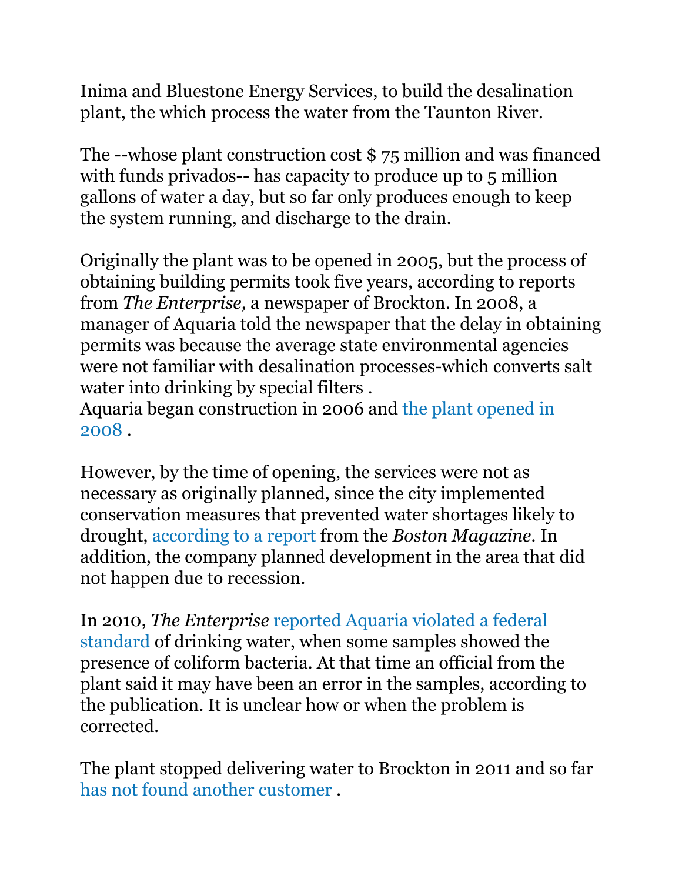Inima and Bluestone Energy Services, to build the desalination plant, the which process the water from the Taunton River.

The --whose plant construction cost $ 75 million and was financed with funds privados-- has capacity to produce up to 5 million gallons of water a day, but so far only produces enough to keep the system running, and discharge to the drain.

Originally the plant was to be opened in 2005, but the process of obtaining building permits took five years, according to reports from *The Enterprise,* a newspaper of Brockton. In 2008, a manager of Aquaria told the newspaper that the delay in obtaining permits was because the average state environmental agencies were not familiar with desalination processes-which converts salt water into drinking by special filters .
Aquaria began construction in 2006 and the plant opened in 2008 .

However, by the time of opening, the services were not as necessary as originally planned, since the city implemented conservation measures that prevented water shortages likely to drought, according to a report from the *Boston Magazine*. In addition, the company planned development in the area that did not happen due to recession.

In 2010, *The Enterprise* reported Aquaria violated a federal standard of drinking water, when some samples showed the presence of coliform bacteria. At that time an official from the plant said it may have been an error in the samples, according to the publication. It is unclear how or when the problem is corrected.

The plant stopped delivering water to Brockton in 2011 and so far has not found another customer .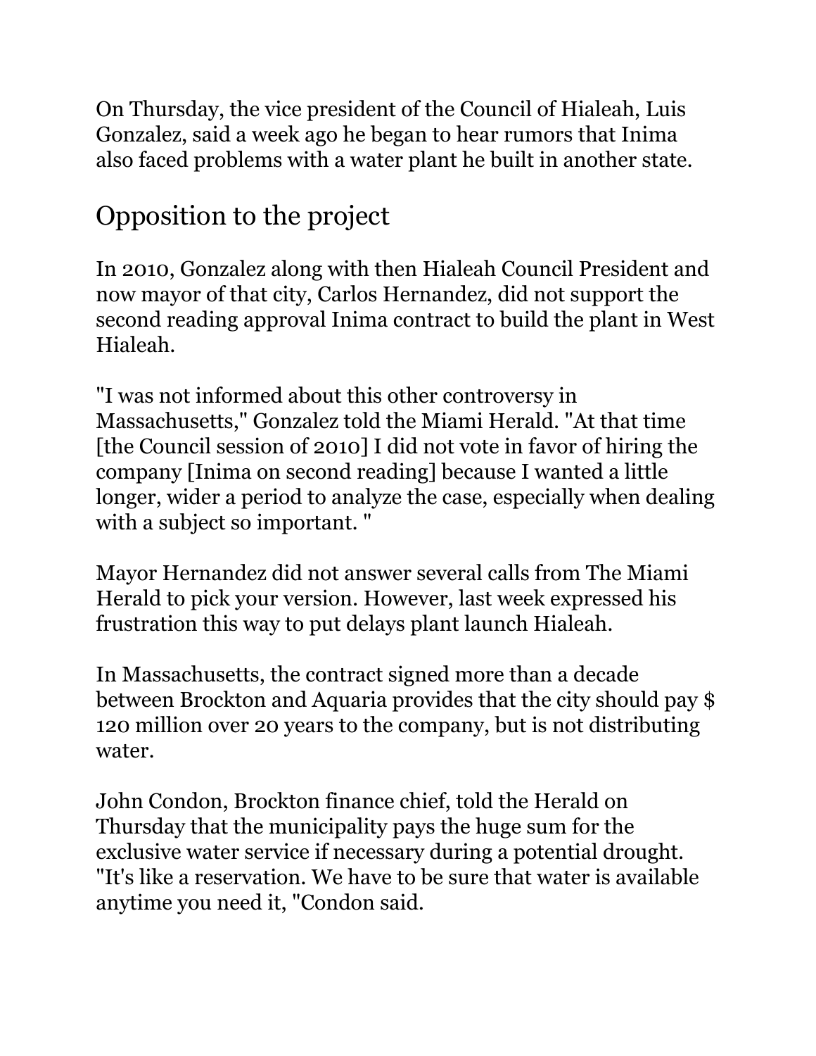On Thursday, the vice president of the Council of Hialeah, Luis Gonzalez, said a week ago he began to hear rumors that Inima also faced problems with a water plant he built in another state.

## Opposition to the project

In 2010, Gonzalez along with then Hialeah Council President and now mayor of that city, Carlos Hernandez, did not support the second reading approval Inima contract to build the plant in West Hialeah.

"I was not informed about this other controversy in Massachusetts," Gonzalez told the Miami Herald. "At that time [the Council session of 2010] I did not vote in favor of hiring the company [Inima on second reading] because I wanted a little longer, wider a period to analyze the case, especially when dealing with a subject so important. "

Mayor Hernandez did not answer several calls from The Miami Herald to pick your version. However, last week expressed his frustration this way to put delays plant launch Hialeah.

In Massachusetts, the contract signed more than a decade between Brockton and Aquaria provides that the city should pay $ 120 million over 20 years to the company, but is not distributing water.

John Condon, Brockton finance chief, told the Herald on Thursday that the municipality pays the huge sum for the exclusive water service if necessary during a potential drought. "It's like a reservation. We have to be sure that water is available anytime you need it, "Condon said.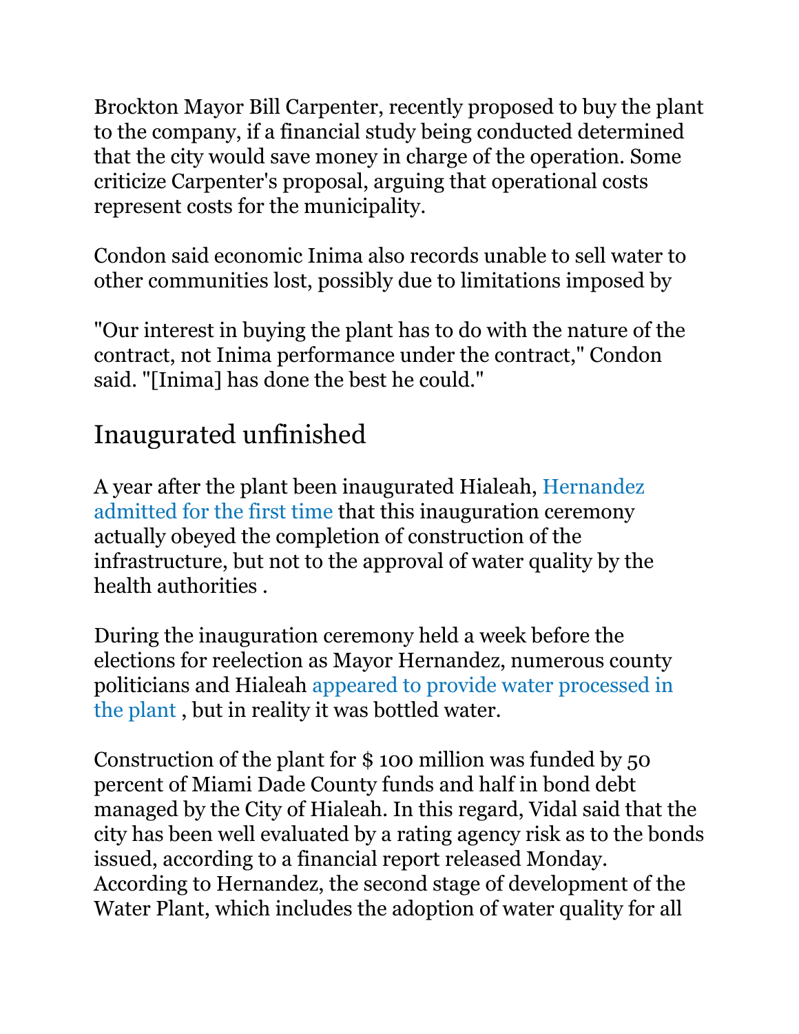Brockton Mayor Bill Carpenter, recently proposed to buy the plant to the company, if a financial study being conducted determined that the city would save money in charge of the operation. Some criticize Carpenter's proposal, arguing that operational costs represent costs for the municipality.

Condon said economic Inima also records unable to sell water to other communities lost, possibly due to limitations imposed by

"Our interest in buying the plant has to do with the nature of the contract, not Inima performance under the contract," Condon said. "[Inima] has done the best he could."

## Inaugurated unfinished

A year after the plant been inaugurated Hialeah, Hernandez admitted for the first time that this inauguration ceremony actually obeyed the completion of construction of the infrastructure, but not to the approval of water quality by the health authorities .

During the inauguration ceremony held a week before the elections for reelection as Mayor Hernandez, numerous county politicians and Hialeah appeared to provide water processed in the plant , but in reality it was bottled water.

Construction of the plant for $ 100 million was funded by 50 percent of Miami Dade County funds and half in bond debt managed by the City of Hialeah. In this regard, Vidal said that the city has been well evaluated by a rating agency risk as to the bonds issued, according to a financial report released Monday. According to Hernandez, the second stage of development of the Water Plant, which includes the adoption of water quality for all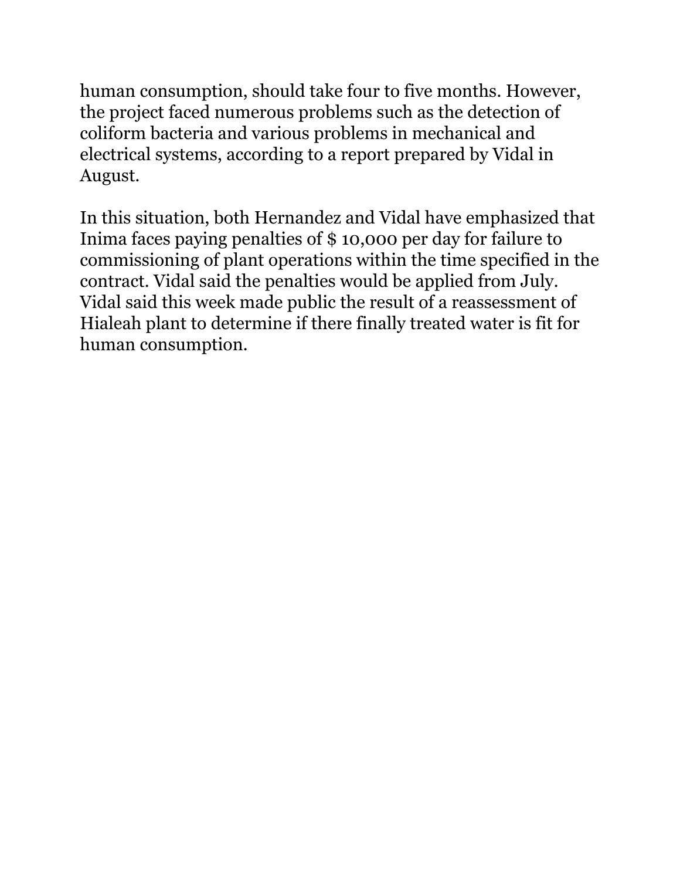human consumption, should take four to five months. However, the project faced numerous problems such as the detection of coliform bacteria and various problems in mechanical and electrical systems, according to a report prepared by Vidal in August.

In this situation, both Hernandez and Vidal have emphasized that Inima faces paying penalties of $ 10,000 per day for failure to commissioning of plant operations within the time specified in the contract. Vidal said the penalties would be applied from July. Vidal said this week made public the result of a reassessment of Hialeah plant to determine if there finally treated water is fit for human consumption.